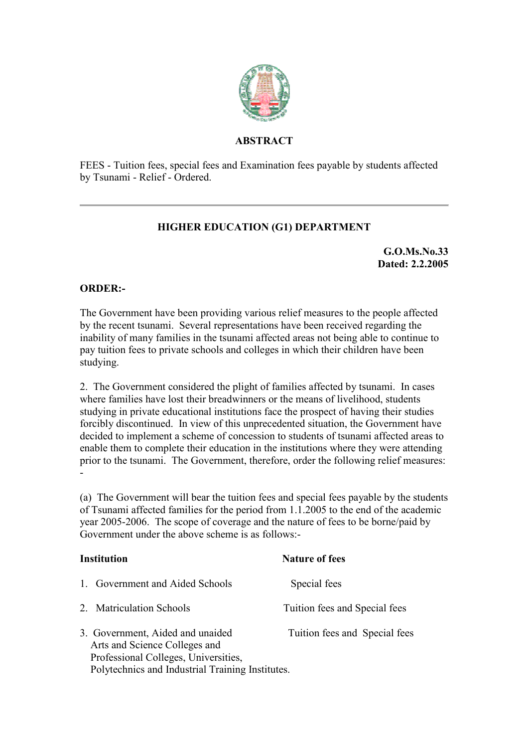**ABSTRACT**

FEES - Tuition fees, special fees and Examination fees payable by students affected by Tsunami - Relief - Ordered.

---

**HIGHER EDUCATION (G1) DEPARTMENT**

**G.O.Ms.No.33**
**Dated: 2.2.2005**

**ORDER:-**

The Government have been providing various relief measures to the people affected by the recent tsunami. Several representations have been received regarding the inability of many families in the tsunami affected areas not being able to continue to pay tuition fees to private schools and colleges in which their children have been studying.

2. The Government considered the plight of families affected by tsunami. In cases where families have lost their breadwinners or the means of livelihood, students studying in private educational institutions face the prospect of having their studies forcibly discontinued. In view of this unprecedented situation, the Government have decided to implement a scheme of concession to students of tsunami affected areas to enable them to complete their education in the institutions where they were attending prior to the tsunami. The Government, therefore, order the following relief measures: -

(a) The Government will bear the tuition fees and special fees payable by the students of Tsunami affected families for the period from 1.1.2005 to the end of the academic year 2005-2006. The scope of coverage and the nature of fees to be borne/paid by Government under the above scheme is as follows:-

| Institution | Nature of fees |
|---|---|
| 1. Government and Aided Schools | Special fees |
| 2. Matriculation Schools | Tuition fees and Special fees |
| 3. Government, Aided and unaided Arts and Science Colleges and Professional Colleges, Universities, Polytechnics and Industrial Training Institutes. | Tuition fees and Special fees |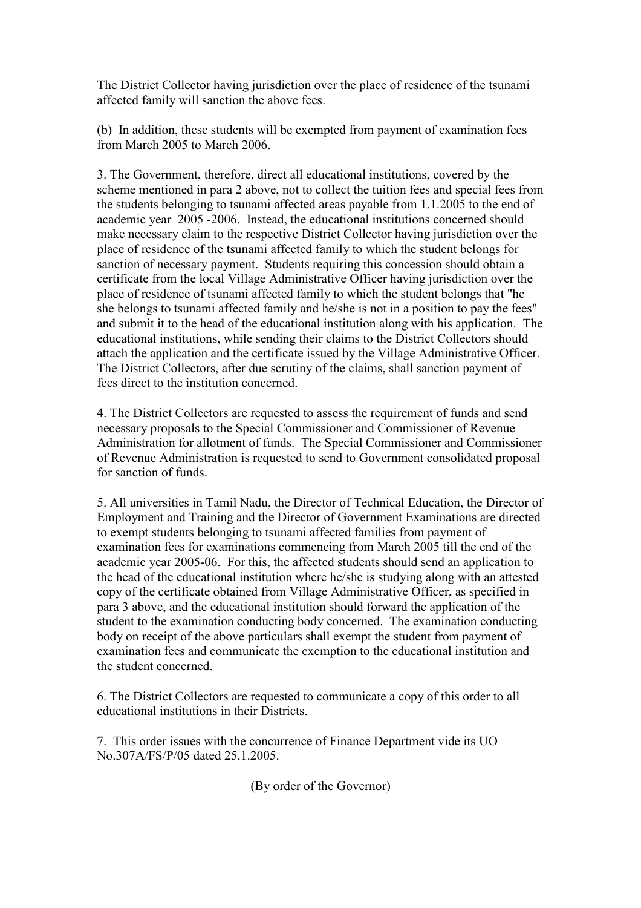The District Collector having jurisdiction over the place of residence of the tsunami affected family will sanction the above fees.

(b) In addition, these students will be exempted from payment of examination fees from March 2005 to March 2006.

3. The Government, therefore, direct all educational institutions, covered by the scheme mentioned in para 2 above, not to collect the tuition fees and special fees from the students belonging to tsunami affected areas payable from 1.1.2005 to the end of academic year 2005 -2006. Instead, the educational institutions concerned should make necessary claim to the respective District Collector having jurisdiction over the place of residence of the tsunami affected family to which the student belongs for sanction of necessary payment. Students requiring this concession should obtain a certificate from the local Village Administrative Officer having jurisdiction over the place of residence of tsunami affected family to which the student belongs that "he she belongs to tsunami affected family and he/she is not in a position to pay the fees" and submit it to the head of the educational institution along with his application. The educational institutions, while sending their claims to the District Collectors should attach the application and the certificate issued by the Village Administrative Officer. The District Collectors, after due scrutiny of the claims, shall sanction payment of fees direct to the institution concerned.

4. The District Collectors are requested to assess the requirement of funds and send necessary proposals to the Special Commissioner and Commissioner of Revenue Administration for allotment of funds. The Special Commissioner and Commissioner of Revenue Administration is requested to send to Government consolidated proposal for sanction of funds.

5. All universities in Tamil Nadu, the Director of Technical Education, the Director of Employment and Training and the Director of Government Examinations are directed to exempt students belonging to tsunami affected families from payment of examination fees for examinations commencing from March 2005 till the end of the academic year 2005-06. For this, the affected students should send an application to the head of the educational institution where he/she is studying along with an attested copy of the certificate obtained from Village Administrative Officer, as specified in para 3 above, and the educational institution should forward the application of the student to the examination conducting body concerned. The examination conducting body on receipt of the above particulars shall exempt the student from payment of examination fees and communicate the exemption to the educational institution and the student concerned.

6. The District Collectors are requested to communicate a copy of this order to all educational institutions in their Districts.

7. This order issues with the concurrence of Finance Department vide its UO No.307A/FS/P/05 dated 25.1.2005.

(By order of the Governor)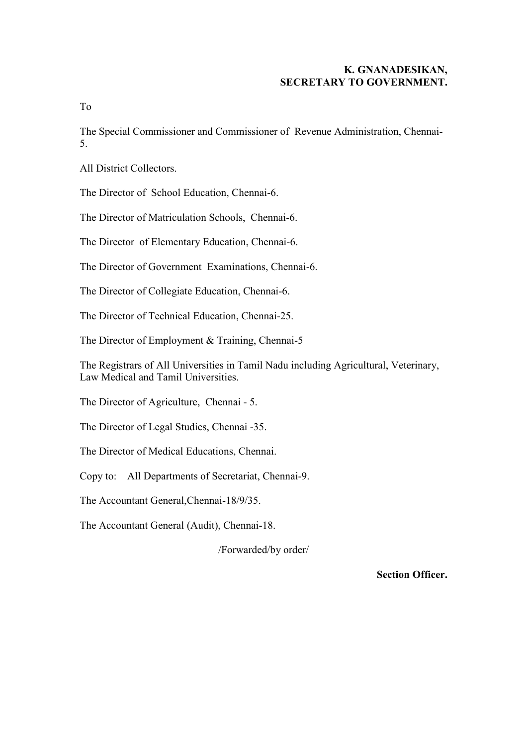**K. GNANADESIKAN,**
**SECRETARY TO GOVERNMENT.**

To

The Special Commissioner and Commissioner of Revenue Administration, Chennai-5.

All District Collectors.

The Director of School Education, Chennai-6.

The Director of Matriculation Schools, Chennai-6.

The Director of Elementary Education, Chennai-6.

The Director of Government Examinations, Chennai-6.

The Director of Collegiate Education, Chennai-6.

The Director of Technical Education, Chennai-25.

The Director of Employment & Training, Chennai-5

The Registrars of All Universities in Tamil Nadu including Agricultural, Veterinary, Law Medical and Tamil Universities.

The Director of Agriculture, Chennai - 5.

The Director of Legal Studies, Chennai -35.

The Director of Medical Educations, Chennai.

Copy to: All Departments of Secretariat, Chennai-9.

The Accountant General,Chennai-18/9/35.

The Accountant General (Audit), Chennai-18.

/Forwarded/by order/

**Section Officer.**